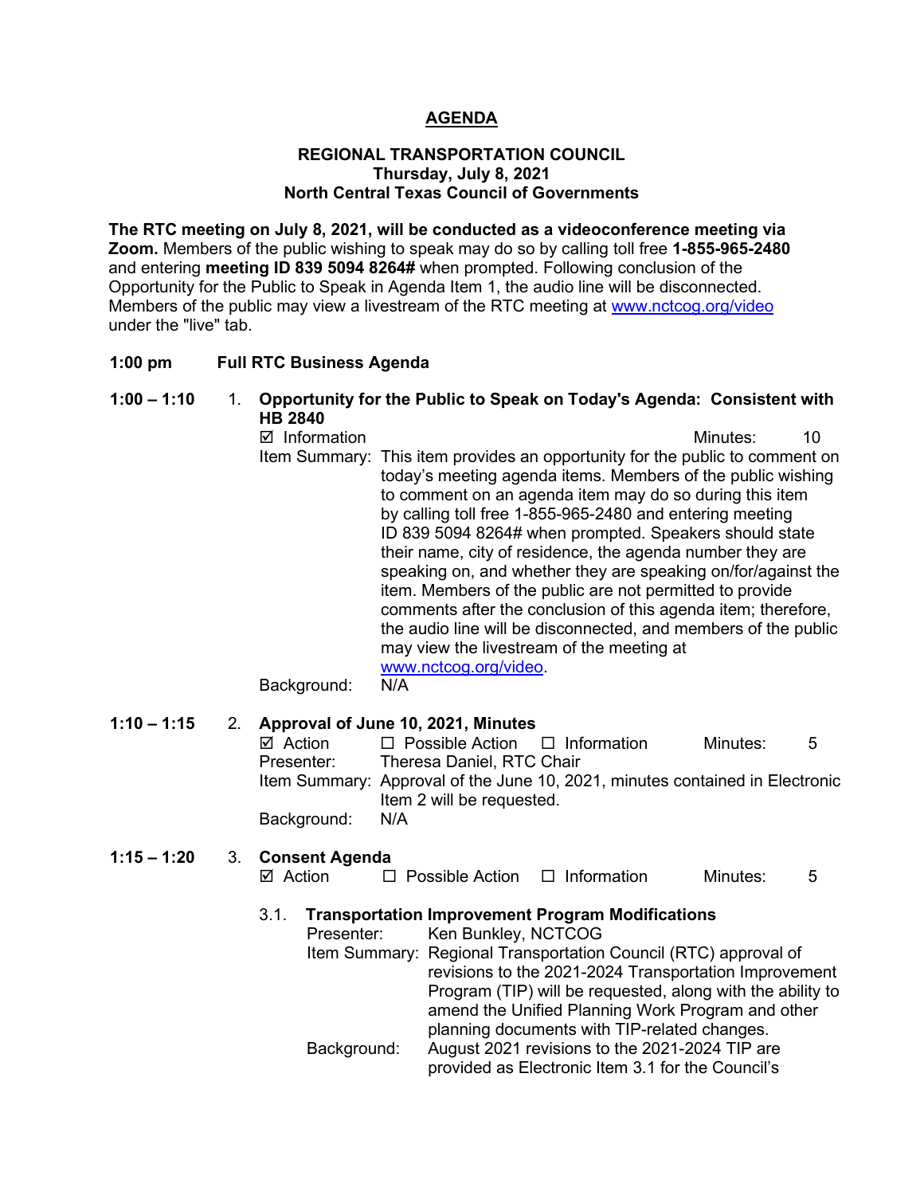# AGENDA

**REGIONAL TRANSPORTATION COUNCIL**
**Thursday, July 8, 2021**
**North Central Texas Council of Governments**

**The RTC meeting on July 8, 2021, will be conducted as a videoconference meeting via Zoom.** Members of the public wishing to speak may do so by calling toll free **1-855-965-2480** and entering **meeting ID 839 5094 8264#** when prompted. Following conclusion of the Opportunity for the Public to Speak in Agenda Item 1, the audio line will be disconnected. Members of the public may view a livestream of the RTC meeting at www.nctcog.org/video under the "live" tab.

**1:00 pm Full RTC Business Agenda**

**1:00 – 1:10** 1. **Opportunity for the Public to Speak on Today's Agenda: Consistent with HB 2840**

☑ Information Minutes: 10

Item Summary: This item provides an opportunity for the public to comment on today's meeting agenda items. Members of the public wishing to comment on an agenda item may do so during this item by calling toll free 1-855-965-2480 and entering meeting ID 839 5094 8264# when prompted. Speakers should state their name, city of residence, the agenda number they are speaking on, and whether they are speaking on/for/against the item. Members of the public are not permitted to provide comments after the conclusion of this agenda item; therefore, the audio line will be disconnected, and members of the public may view the livestream of the meeting at www.nctcog.org/video.

Background: N/A

**1:10 – 1:15** 2. **Approval of June 10, 2021, Minutes**

☑ Action ☐ Possible Action ☐ Information Minutes: 5

Presenter: Theresa Daniel, RTC Chair

Item Summary: Approval of the June 10, 2021, minutes contained in Electronic Item 2 will be requested.

Background: N/A

**1:15 – 1:20** 3. **Consent Agenda**

☑ Action ☐ Possible Action ☐ Information Minutes: 5

3.1. **Transportation Improvement Program Modifications**

Presenter: Ken Bunkley, NCTCOG

Item Summary: Regional Transportation Council (RTC) approval of revisions to the 2021-2024 Transportation Improvement Program (TIP) will be requested, along with the ability to amend the Unified Planning Work Program and other planning documents with TIP-related changes.

Background: August 2021 revisions to the 2021-2024 TIP are provided as Electronic Item 3.1 for the Council's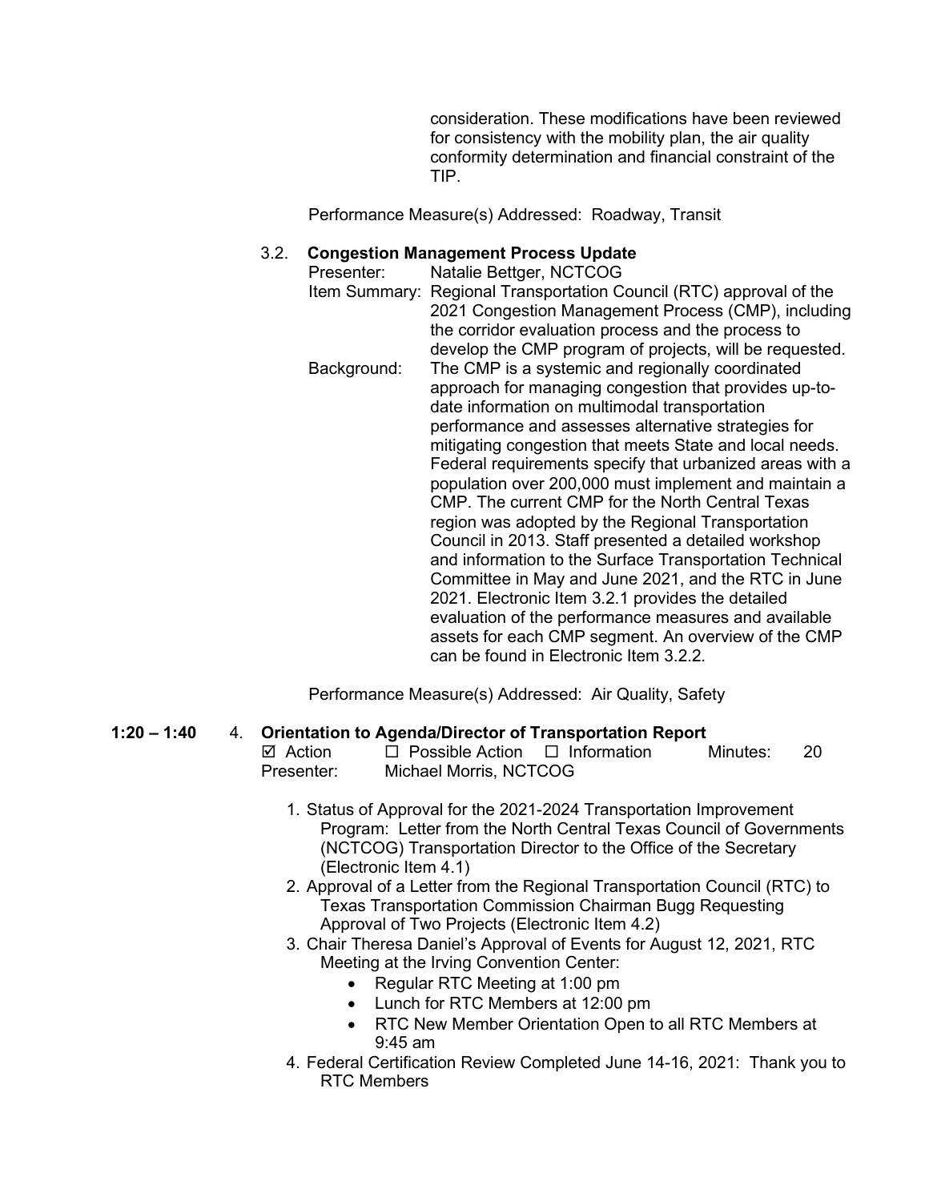consideration. These modifications have been reviewed for consistency with the mobility plan, the air quality conformity determination and financial constraint of the TIP.

Performance Measure(s) Addressed: Roadway, Transit

3.2. **Congestion Management Process Update**

Presenter: Natalie Bettger, NCTCOG

Item Summary: Regional Transportation Council (RTC) approval of the 2021 Congestion Management Process (CMP), including the corridor evaluation process and the process to develop the CMP program of projects, will be requested.

Background: The CMP is a systemic and regionally coordinated approach for managing congestion that provides up-to-date information on multimodal transportation performance and assesses alternative strategies for mitigating congestion that meets State and local needs. Federal requirements specify that urbanized areas with a population over 200,000 must implement and maintain a CMP. The current CMP for the North Central Texas region was adopted by the Regional Transportation Council in 2013. Staff presented a detailed workshop and information to the Surface Transportation Technical Committee in May and June 2021, and the RTC in June 2021. Electronic Item 3.2.1 provides the detailed evaluation of the performance measures and available assets for each CMP segment. An overview of the CMP can be found in Electronic Item 3.2.2.

Performance Measure(s) Addressed: Air Quality, Safety

**1:20 – 1:40** 4. **Orientation to Agenda/Director of Transportation Report**

☑ Action ☐ Possible Action ☐ Information Minutes: 20

Presenter: Michael Morris, NCTCOG

1. Status of Approval for the 2021-2024 Transportation Improvement Program: Letter from the North Central Texas Council of Governments (NCTCOG) Transportation Director to the Office of the Secretary (Electronic Item 4.1)
2. Approval of a Letter from the Regional Transportation Council (RTC) to Texas Transportation Commission Chairman Bugg Requesting Approval of Two Projects (Electronic Item 4.2)
3. Chair Theresa Daniel's Approval of Events for August 12, 2021, RTC Meeting at the Irving Convention Center:
   - Regular RTC Meeting at 1:00 pm
   - Lunch for RTC Members at 12:00 pm
   - RTC New Member Orientation Open to all RTC Members at 9:45 am
4. Federal Certification Review Completed June 14-16, 2021: Thank you to RTC Members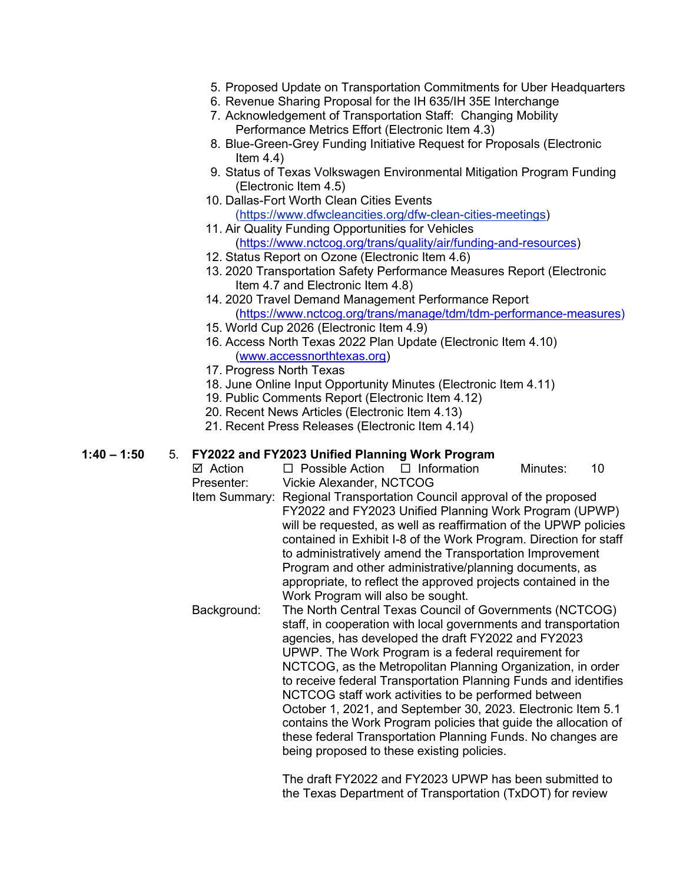5. Proposed Update on Transportation Commitments for Uber Headquarters
6. Revenue Sharing Proposal for the IH 635/IH 35E Interchange
7. Acknowledgement of Transportation Staff: Changing Mobility Performance Metrics Effort (Electronic Item 4.3)
8. Blue-Green-Grey Funding Initiative Request for Proposals (Electronic Item 4.4)
9. Status of Texas Volkswagen Environmental Mitigation Program Funding (Electronic Item 4.5)
10. Dallas-Fort Worth Clean Cities Events (https://www.dfwcleancities.org/dfw-clean-cities-meetings)
11. Air Quality Funding Opportunities for Vehicles (https://www.nctcog.org/trans/quality/air/funding-and-resources)
12. Status Report on Ozone (Electronic Item 4.6)
13. 2020 Transportation Safety Performance Measures Report (Electronic Item 4.7 and Electronic Item 4.8)
14. 2020 Travel Demand Management Performance Report (https://www.nctcog.org/trans/manage/tdm/tdm-performance-measures)
15. World Cup 2026 (Electronic Item 4.9)
16. Access North Texas 2022 Plan Update (Electronic Item 4.10) (www.accessnorthtexas.org)
17. Progress North Texas
18. June Online Input Opportunity Minutes (Electronic Item 4.11)
19. Public Comments Report (Electronic Item 4.12)
20. Recent News Articles (Electronic Item 4.13)
21. Recent Press Releases (Electronic Item 4.14)

**1:40 – 1:50** 5. **FY2022 and FY2023 Unified Planning Work Program**

☑ Action ☐ Possible Action ☐ Information Minutes: 10

Presenter: Vickie Alexander, NCTCOG

Item Summary: Regional Transportation Council approval of the proposed FY2022 and FY2023 Unified Planning Work Program (UPWP) will be requested, as well as reaffirmation of the UPWP policies contained in Exhibit I-8 of the Work Program. Direction for staff to administratively amend the Transportation Improvement Program and other administrative/planning documents, as appropriate, to reflect the approved projects contained in the Work Program will also be sought.

Background: The North Central Texas Council of Governments (NCTCOG) staff, in cooperation with local governments and transportation agencies, has developed the draft FY2022 and FY2023 UPWP. The Work Program is a federal requirement for NCTCOG, as the Metropolitan Planning Organization, in order to receive federal Transportation Planning Funds and identifies NCTCOG staff work activities to be performed between October 1, 2021, and September 30, 2023. Electronic Item 5.1 contains the Work Program policies that guide the allocation of these federal Transportation Planning Funds. No changes are being proposed to these existing policies.

The draft FY2022 and FY2023 UPWP has been submitted to the Texas Department of Transportation (TxDOT) for review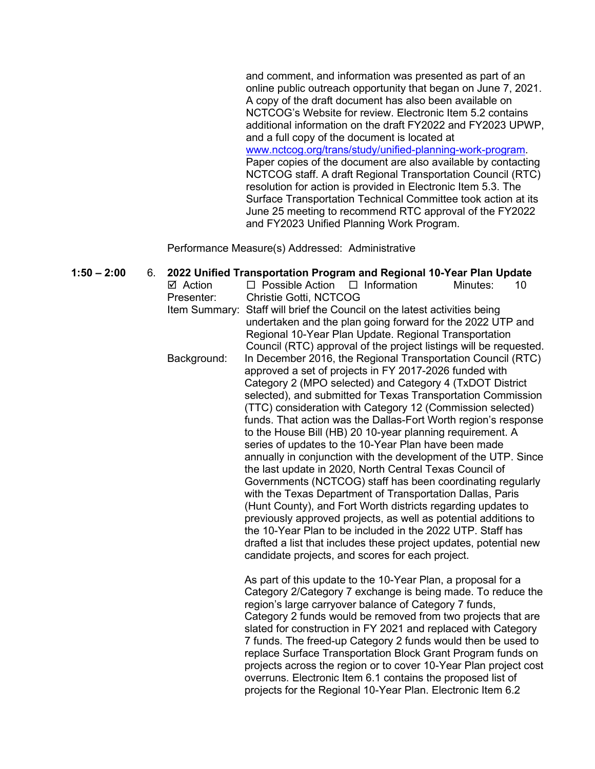and comment, and information was presented as part of an online public outreach opportunity that began on June 7, 2021. A copy of the draft document has also been available on NCTCOG's Website for review. Electronic Item 5.2 contains additional information on the draft FY2022 and FY2023 UPWP, and a full copy of the document is located at www.nctcog.org/trans/study/unified-planning-work-program. Paper copies of the document are also available by contacting NCTCOG staff. A draft Regional Transportation Council (RTC) resolution for action is provided in Electronic Item 5.3. The Surface Transportation Technical Committee took action at its June 25 meeting to recommend RTC approval of the FY2022 and FY2023 Unified Planning Work Program.

Performance Measure(s) Addressed: Administrative

**1:50 – 2:00** 6. **2022 Unified Transportation Program and Regional 10-Year Plan Update**

☑ Action ☐ Possible Action ☐ Information Minutes: 10

Presenter: Christie Gotti, NCTCOG

Item Summary: Staff will brief the Council on the latest activities being undertaken and the plan going forward for the 2022 UTP and Regional 10-Year Plan Update. Regional Transportation Council (RTC) approval of the project listings will be requested.

Background: In December 2016, the Regional Transportation Council (RTC) approved a set of projects in FY 2017-2026 funded with Category 2 (MPO selected) and Category 4 (TxDOT District selected), and submitted for Texas Transportation Commission (TTC) consideration with Category 12 (Commission selected) funds. That action was the Dallas-Fort Worth region's response to the House Bill (HB) 20 10-year planning requirement. A series of updates to the 10-Year Plan have been made annually in conjunction with the development of the UTP. Since the last update in 2020, North Central Texas Council of Governments (NCTCOG) staff has been coordinating regularly with the Texas Department of Transportation Dallas, Paris (Hunt County), and Fort Worth districts regarding updates to previously approved projects, as well as potential additions to the 10-Year Plan to be included in the 2022 UTP. Staff has drafted a list that includes these project updates, potential new candidate projects, and scores for each project.

As part of this update to the 10-Year Plan, a proposal for a Category 2/Category 7 exchange is being made. To reduce the region's large carryover balance of Category 7 funds, Category 2 funds would be removed from two projects that are slated for construction in FY 2021 and replaced with Category 7 funds. The freed-up Category 2 funds would then be used to replace Surface Transportation Block Grant Program funds on projects across the region or to cover 10-Year Plan project cost overruns. Electronic Item 6.1 contains the proposed list of projects for the Regional 10-Year Plan. Electronic Item 6.2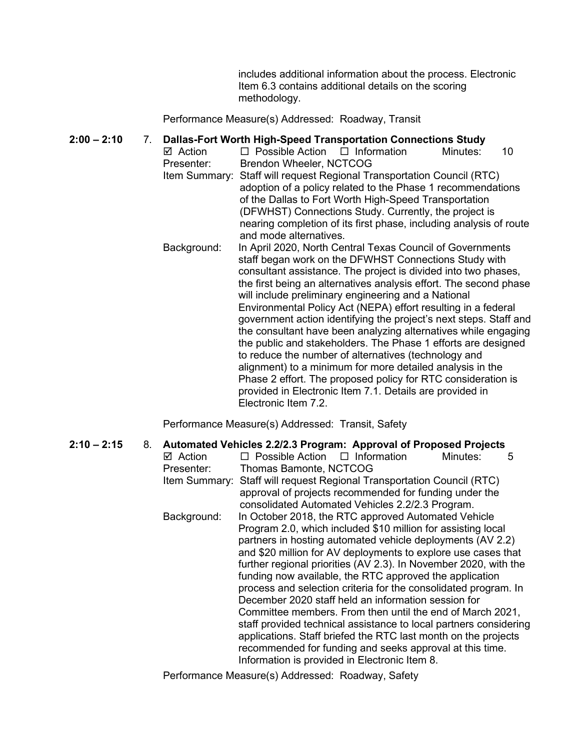includes additional information about the process. Electronic Item 6.3 contains additional details on the scoring methodology.

Performance Measure(s) Addressed: Roadway, Transit

**2:00 – 2:10** 7. **Dallas-Fort Worth High-Speed Transportation Connections Study**

☑ Action ☐ Possible Action ☐ Information Minutes: 10

Presenter: Brendon Wheeler, NCTCOG

Item Summary: Staff will request Regional Transportation Council (RTC) adoption of a policy related to the Phase 1 recommendations of the Dallas to Fort Worth High-Speed Transportation (DFWHST) Connections Study. Currently, the project is nearing completion of its first phase, including analysis of route and mode alternatives.

Background: In April 2020, North Central Texas Council of Governments staff began work on the DFWHST Connections Study with consultant assistance. The project is divided into two phases, the first being an alternatives analysis effort. The second phase will include preliminary engineering and a National Environmental Policy Act (NEPA) effort resulting in a federal government action identifying the project's next steps. Staff and the consultant have been analyzing alternatives while engaging the public and stakeholders. The Phase 1 efforts are designed to reduce the number of alternatives (technology and alignment) to a minimum for more detailed analysis in the Phase 2 effort. The proposed policy for RTC consideration is provided in Electronic Item 7.1. Details are provided in Electronic Item 7.2.

Performance Measure(s) Addressed: Transit, Safety

**2:10 – 2:15** 8. **Automated Vehicles 2.2/2.3 Program: Approval of Proposed Projects**

☑ Action ☐ Possible Action ☐ Information Minutes: 5

Presenter: Thomas Bamonte, NCTCOG

Item Summary: Staff will request Regional Transportation Council (RTC) approval of projects recommended for funding under the consolidated Automated Vehicles 2.2/2.3 Program.

Background: In October 2018, the RTC approved Automated Vehicle Program 2.0, which included $10 million for assisting local partners in hosting automated vehicle deployments (AV 2.2) and $20 million for AV deployments to explore use cases that further regional priorities (AV 2.3). In November 2020, with the funding now available, the RTC approved the application process and selection criteria for the consolidated program. In December 2020 staff held an information session for Committee members. From then until the end of March 2021, staff provided technical assistance to local partners considering applications. Staff briefed the RTC last month on the projects recommended for funding and seeks approval at this time. Information is provided in Electronic Item 8.

Performance Measure(s) Addressed: Roadway, Safety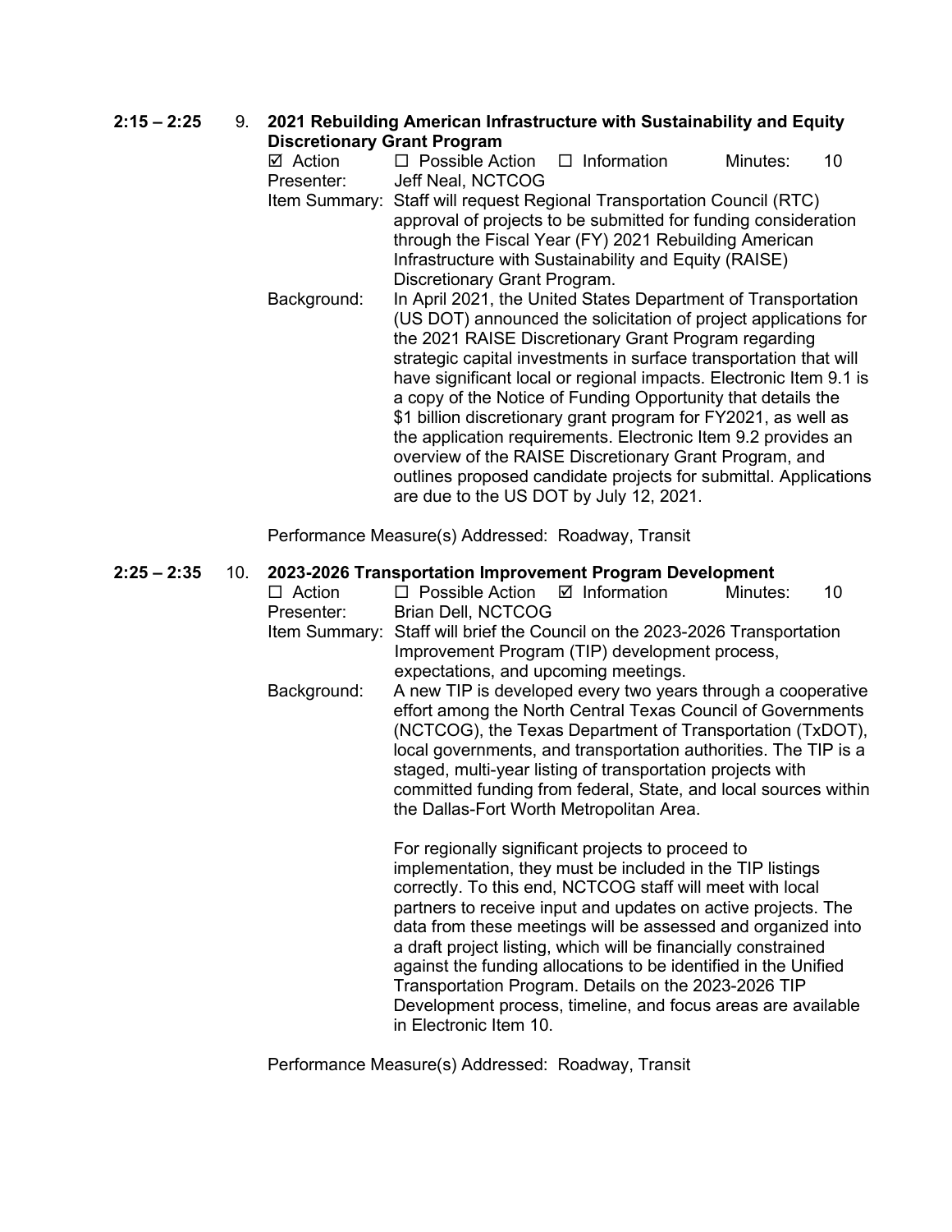**2:15 – 2:25** 9. **2021 Rebuilding American Infrastructure with Sustainability and Equity Discretionary Grant Program**

☑ Action ☐ Possible Action ☐ Information Minutes: 10

Presenter: Jeff Neal, NCTCOG

Item Summary: Staff will request Regional Transportation Council (RTC) approval of projects to be submitted for funding consideration through the Fiscal Year (FY) 2021 Rebuilding American Infrastructure with Sustainability and Equity (RAISE) Discretionary Grant Program.

Background: In April 2021, the United States Department of Transportation (US DOT) announced the solicitation of project applications for the 2021 RAISE Discretionary Grant Program regarding strategic capital investments in surface transportation that will have significant local or regional impacts. Electronic Item 9.1 is a copy of the Notice of Funding Opportunity that details the $1 billion discretionary grant program for FY2021, as well as the application requirements. Electronic Item 9.2 provides an overview of the RAISE Discretionary Grant Program, and outlines proposed candidate projects for submittal. Applications are due to the US DOT by July 12, 2021.

Performance Measure(s) Addressed: Roadway, Transit

**2:25 – 2:35** 10. **2023-2026 Transportation Improvement Program Development**

☐ Action ☐ Possible Action ☑ Information Minutes: 10

Presenter: Brian Dell, NCTCOG

Item Summary: Staff will brief the Council on the 2023-2026 Transportation Improvement Program (TIP) development process, expectations, and upcoming meetings.

Background: A new TIP is developed every two years through a cooperative effort among the North Central Texas Council of Governments (NCTCOG), the Texas Department of Transportation (TxDOT), local governments, and transportation authorities. The TIP is a staged, multi-year listing of transportation projects with committed funding from federal, State, and local sources within the Dallas-Fort Worth Metropolitan Area.

For regionally significant projects to proceed to implementation, they must be included in the TIP listings correctly. To this end, NCTCOG staff will meet with local partners to receive input and updates on active projects. The data from these meetings will be assessed and organized into a draft project listing, which will be financially constrained against the funding allocations to be identified in the Unified Transportation Program. Details on the 2023-2026 TIP Development process, timeline, and focus areas are available in Electronic Item 10.

Performance Measure(s) Addressed: Roadway, Transit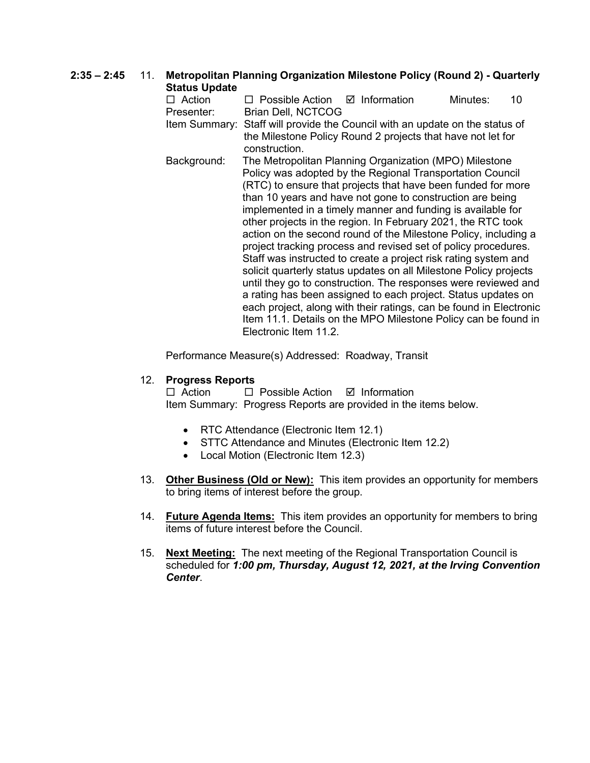**2:35 – 2:45** 11. **Metropolitan Planning Organization Milestone Policy (Round 2) - Quarterly Status Update**

☐ Action ☐ Possible Action ☑ Information Minutes: 10

Presenter: Brian Dell, NCTCOG

Item Summary: Staff will provide the Council with an update on the status of the Milestone Policy Round 2 projects that have not let for construction.

Background: The Metropolitan Planning Organization (MPO) Milestone Policy was adopted by the Regional Transportation Council (RTC) to ensure that projects that have been funded for more than 10 years and have not gone to construction are being implemented in a timely manner and funding is available for other projects in the region. In February 2021, the RTC took action on the second round of the Milestone Policy, including a project tracking process and revised set of policy procedures. Staff was instructed to create a project risk rating system and solicit quarterly status updates on all Milestone Policy projects until they go to construction. The responses were reviewed and a rating has been assigned to each project. Status updates on each project, along with their ratings, can be found in Electronic Item 11.1. Details on the MPO Milestone Policy can be found in Electronic Item 11.2.

Performance Measure(s) Addressed: Roadway, Transit

12. **Progress Reports**

☐ Action ☐ Possible Action ☑ Information

Item Summary: Progress Reports are provided in the items below.

- RTC Attendance (Electronic Item 12.1)
- STTC Attendance and Minutes (Electronic Item 12.2)
- Local Motion (Electronic Item 12.3)

13. **Other Business (Old or New):** This item provides an opportunity for members to bring items of interest before the group.

14. **Future Agenda Items:** This item provides an opportunity for members to bring items of future interest before the Council.

15. **Next Meeting:** The next meeting of the Regional Transportation Council is scheduled for ***1:00 pm, Thursday, August 12, 2021, at the Irving Convention Center***.